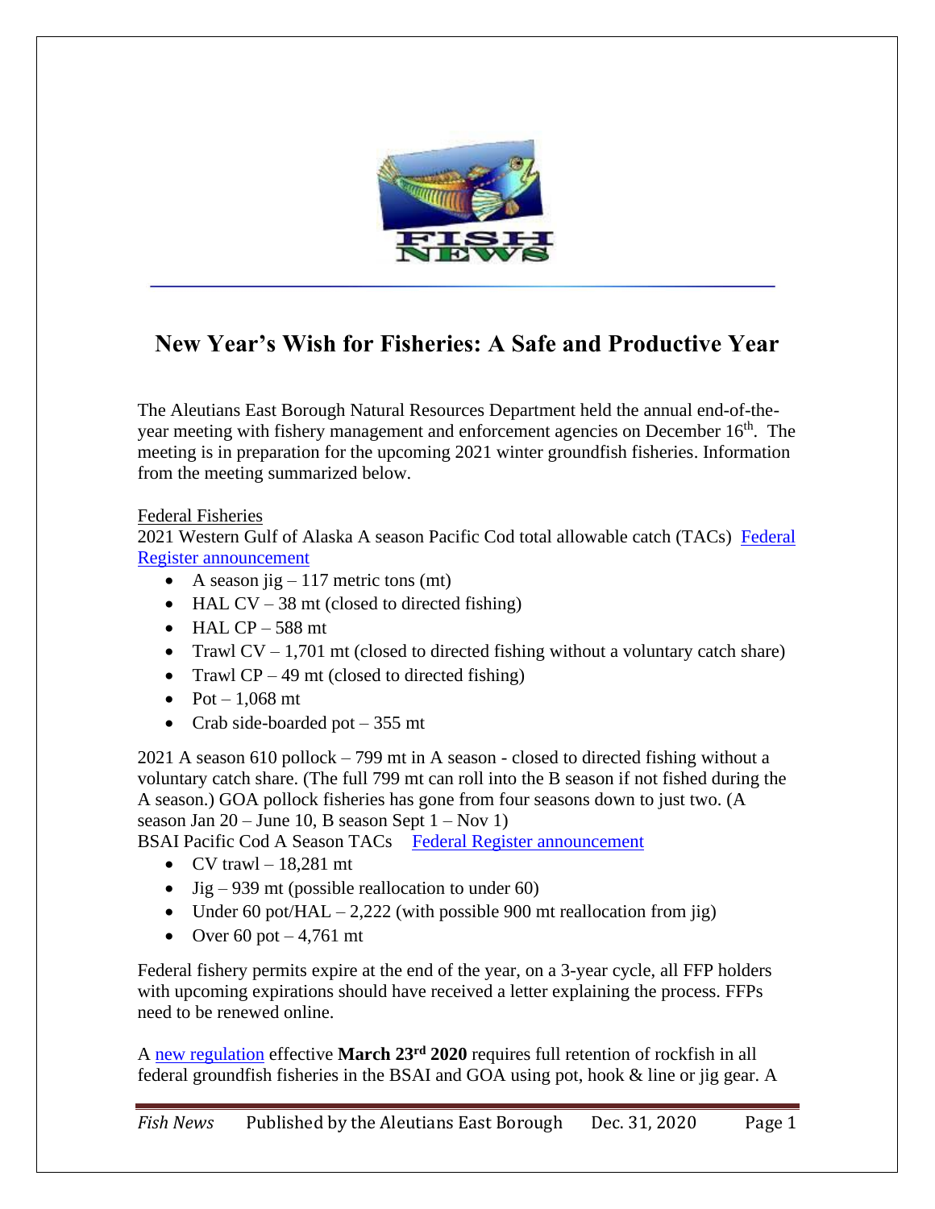# New Year's Wish for Fisheries: A Safe and Productive Year

The Aleutians East Borough Natural Resources Department held the annual end-of-the-year meeting with fishery management and enforcement agencies on December 16th. The meeting is in preparation for the upcoming 2021 winter groundfish fisheries. Information from the meeting summarized below.

Federal Fisheries

2021 Western Gulf of Alaska A season Pacific Cod total allowable catch (TACs) [Federal Register announcement]

- A season jig – 117 metric tons (mt)
- HAL CV – 38 mt (closed to directed fishing)
- HAL CP – 588 mt
- Trawl CV – 1,701 mt (closed to directed fishing without a voluntary catch share)
- Trawl CP – 49 mt (closed to directed fishing)
- Pot – 1,068 mt
- Crab side-boarded pot – 355 mt

2021 A season 610 pollock – 799 mt in A season - closed to directed fishing without a voluntary catch share. (The full 799 mt can roll into the B season if not fished during the A season.) GOA pollock fisheries has gone from four seasons down to just two. (A season Jan 20 – June 10, B season Sept 1 – Nov 1)

BSAI Pacific Cod A Season TACs [Federal Register announcement]

- CV trawl – 18,281 mt
- Jig – 939 mt (possible reallocation to under 60)
- Under 60 pot/HAL – 2,222 (with possible 900 mt reallocation from jig)
- Over 60 pot – 4,761 mt

Federal fishery permits expire at the end of the year, on a 3-year cycle, all FFP holders with upcoming expirations should have received a letter explaining the process. FFPs need to be renewed online.

A [new regulation] effective **March 23rd 2020** requires full retention of rockfish in all federal groundfish fisheries in the BSAI and GOA using pot, hook & line or jig gear. A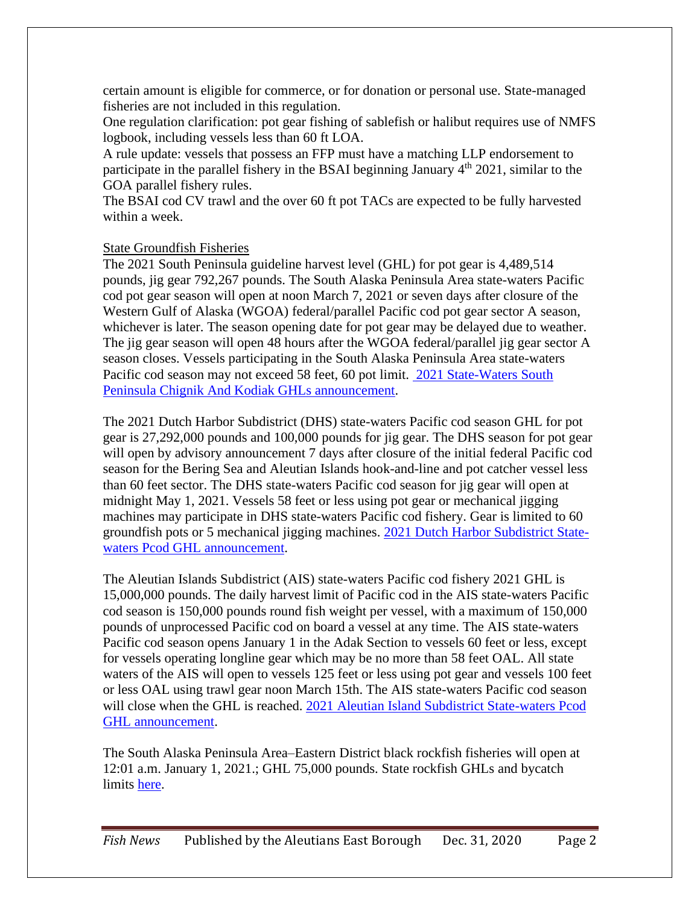certain amount is eligible for commerce, or for donation or personal use. State-managed fisheries are not included in this regulation.

One regulation clarification: pot gear fishing of sablefish or halibut requires use of NMFS logbook, including vessels less than 60 ft LOA.

A rule update: vessels that possess an FFP must have a matching LLP endorsement to participate in the parallel fishery in the BSAI beginning January 4th 2021, similar to the GOA parallel fishery rules.

The BSAI cod CV trawl and the over 60 ft pot TACs are expected to be fully harvested within a week.

State Groundfish Fisheries

The 2021 South Peninsula guideline harvest level (GHL) for pot gear is 4,489,514 pounds, jig gear 792,267 pounds. The South Alaska Peninsula Area state-waters Pacific cod pot gear season will open at noon March 7, 2021 or seven days after closure of the Western Gulf of Alaska (WGOA) federal/parallel Pacific cod pot gear sector A season, whichever is later. The season opening date for pot gear may be delayed due to weather. The jig gear season will open 48 hours after the WGOA federal/parallel jig gear sector A season closes. Vessels participating in the South Alaska Peninsula Area state-waters Pacific cod season may not exceed 58 feet, 60 pot limit. [2021 State-Waters South Peninsula Chignik And Kodiak GHLs announcement].

The 2021 Dutch Harbor Subdistrict (DHS) state-waters Pacific cod season GHL for pot gear is 27,292,000 pounds and 100,000 pounds for jig gear. The DHS season for pot gear will open by advisory announcement 7 days after closure of the initial federal Pacific cod season for the Bering Sea and Aleutian Islands hook-and-line and pot catcher vessel less than 60 feet sector. The DHS state-waters Pacific cod season for jig gear will open at midnight May 1, 2021. Vessels 58 feet or less using pot gear or mechanical jigging machines may participate in DHS state-waters Pacific cod fishery. Gear is limited to 60 groundfish pots or 5 mechanical jigging machines. [2021 Dutch Harbor Subdistrict State-waters Pcod GHL announcement].

The Aleutian Islands Subdistrict (AIS) state-waters Pacific cod fishery 2021 GHL is 15,000,000 pounds. The daily harvest limit of Pacific cod in the AIS state-waters Pacific cod season is 150,000 pounds round fish weight per vessel, with a maximum of 150,000 pounds of unprocessed Pacific cod on board a vessel at any time. The AIS state-waters Pacific cod season opens January 1 in the Adak Section to vessels 60 feet or less, except for vessels operating longline gear which may be no more than 58 feet OAL. All state waters of the AIS will open to vessels 125 feet or less using pot gear and vessels 100 feet or less OAL using trawl gear noon March 15th. The AIS state-waters Pacific cod season will close when the GHL is reached. [2021 Aleutian Island Subdistrict State-waters Pcod GHL announcement].

The South Alaska Peninsula Area–Eastern District black rockfish fisheries will open at 12:01 a.m. January 1, 2021.; GHL 75,000 pounds. State rockfish GHLs and bycatch limits [here].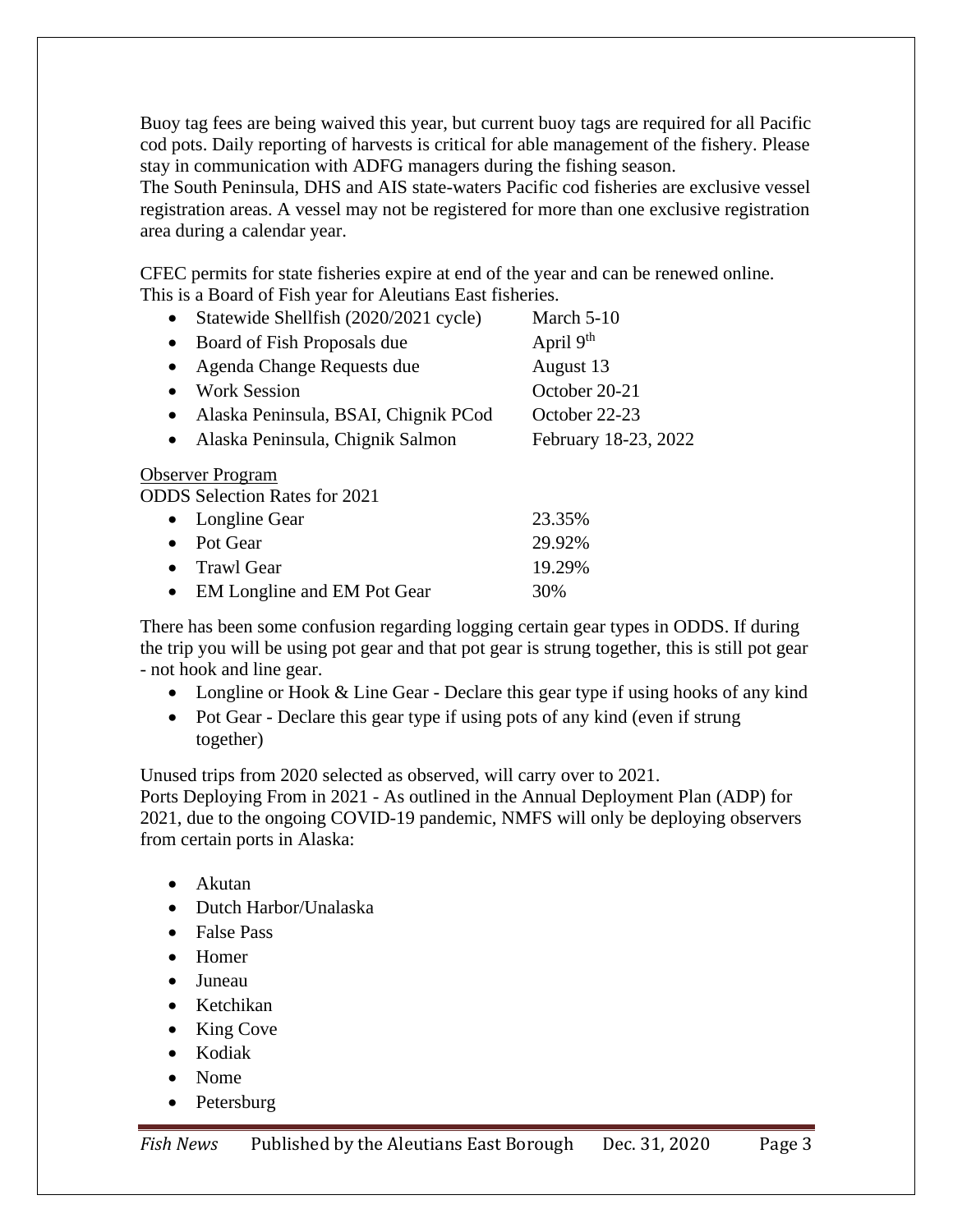Buoy tag fees are being waived this year, but current buoy tags are required for all Pacific cod pots. Daily reporting of harvests is critical for able management of the fishery. Please stay in communication with ADFG managers during the fishing season.
The South Peninsula, DHS and AIS state-waters Pacific cod fisheries are exclusive vessel registration areas. A vessel may not be registered for more than one exclusive registration area during a calendar year.

CFEC permits for state fisheries expire at end of the year and can be renewed online.
This is a Board of Fish year for Aleutians East fisheries.

- Statewide Shellfish (2020/2021 cycle) — March 5-10
- Board of Fish Proposals due — April 9th
- Agenda Change Requests due — August 13
- Work Session — October 20-21
- Alaska Peninsula, BSAI, Chignik PCod — October 22-23
- Alaska Peninsula, Chignik Salmon — February 18-23, 2022

Observer Program

ODDS Selection Rates for 2021

- Longline Gear — 23.35%
- Pot Gear — 29.92%
- Trawl Gear — 19.29%
- EM Longline and EM Pot Gear — 30%

There has been some confusion regarding logging certain gear types in ODDS. If during the trip you will be using pot gear and that pot gear is strung together, this is still pot gear - not hook and line gear.

- Longline or Hook & Line Gear - Declare this gear type if using hooks of any kind
- Pot Gear - Declare this gear type if using pots of any kind (even if strung together)

Unused trips from 2020 selected as observed, will carry over to 2021.
Ports Deploying From in 2021 - As outlined in the Annual Deployment Plan (ADP) for 2021, due to the ongoing COVID-19 pandemic, NMFS will only be deploying observers from certain ports in Alaska:

- Akutan
- Dutch Harbor/Unalaska
- False Pass
- Homer
- Juneau
- Ketchikan
- King Cove
- Kodiak
- Nome
- Petersburg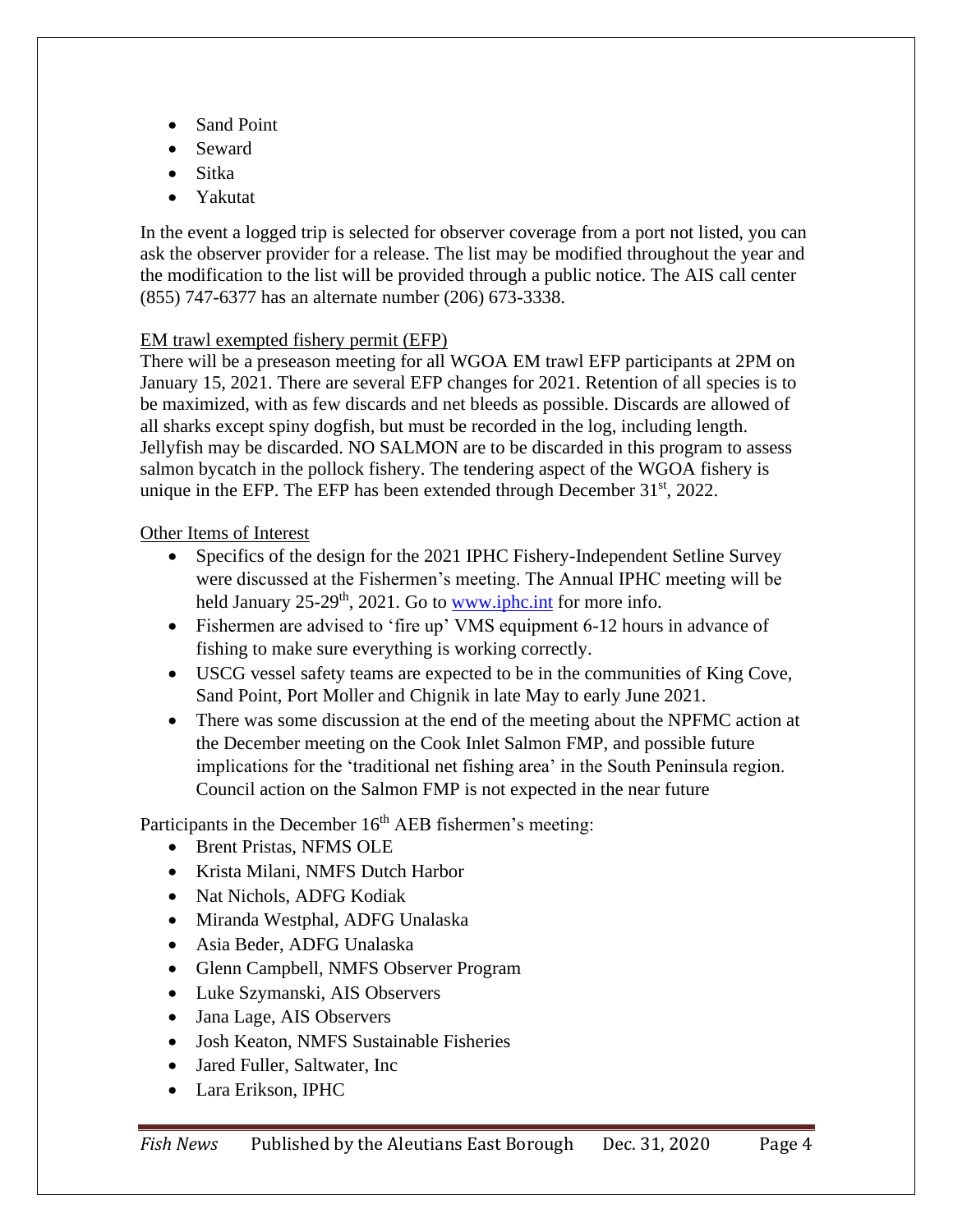- Sand Point
- Seward
- Sitka
- Yakutat

In the event a logged trip is selected for observer coverage from a port not listed, you can ask the observer provider for a release. The list may be modified throughout the year and the modification to the list will be provided through a public notice. The AIS call center (855) 747-6377 has an alternate number (206) 673-3338.

EM trawl exempted fishery permit (EFP)

There will be a preseason meeting for all WGOA EM trawl EFP participants at 2PM on January 15, 2021. There are several EFP changes for 2021. Retention of all species is to be maximized, with as few discards and net bleeds as possible. Discards are allowed of all sharks except spiny dogfish, but must be recorded in the log, including length. Jellyfish may be discarded. NO SALMON are to be discarded in this program to assess salmon bycatch in the pollock fishery. The tendering aspect of the WGOA fishery is unique in the EFP. The EFP has been extended through December 31st, 2022.

Other Items of Interest

- Specifics of the design for the 2021 IPHC Fishery-Independent Setline Survey were discussed at the Fishermen's meeting. The Annual IPHC meeting will be held January 25-29th, 2021. Go to [www.iphc.int](http://www.iphc.int) for more info.
- Fishermen are advised to 'fire up' VMS equipment 6-12 hours in advance of fishing to make sure everything is working correctly.
- USCG vessel safety teams are expected to be in the communities of King Cove, Sand Point, Port Moller and Chignik in late May to early June 2021.
- There was some discussion at the end of the meeting about the NPFMC action at the December meeting on the Cook Inlet Salmon FMP, and possible future implications for the 'traditional net fishing area' in the South Peninsula region. Council action on the Salmon FMP is not expected in the near future

Participants in the December 16th AEB fishermen's meeting:

- Brent Pristas, NFMS OLE
- Krista Milani, NMFS Dutch Harbor
- Nat Nichols, ADFG Kodiak
- Miranda Westphal, ADFG Unalaska
- Asia Beder, ADFG Unalaska
- Glenn Campbell, NMFS Observer Program
- Luke Szymanski, AIS Observers
- Jana Lage, AIS Observers
- Josh Keaton, NMFS Sustainable Fisheries
- Jared Fuller, Saltwater, Inc
- Lara Erikson, IPHC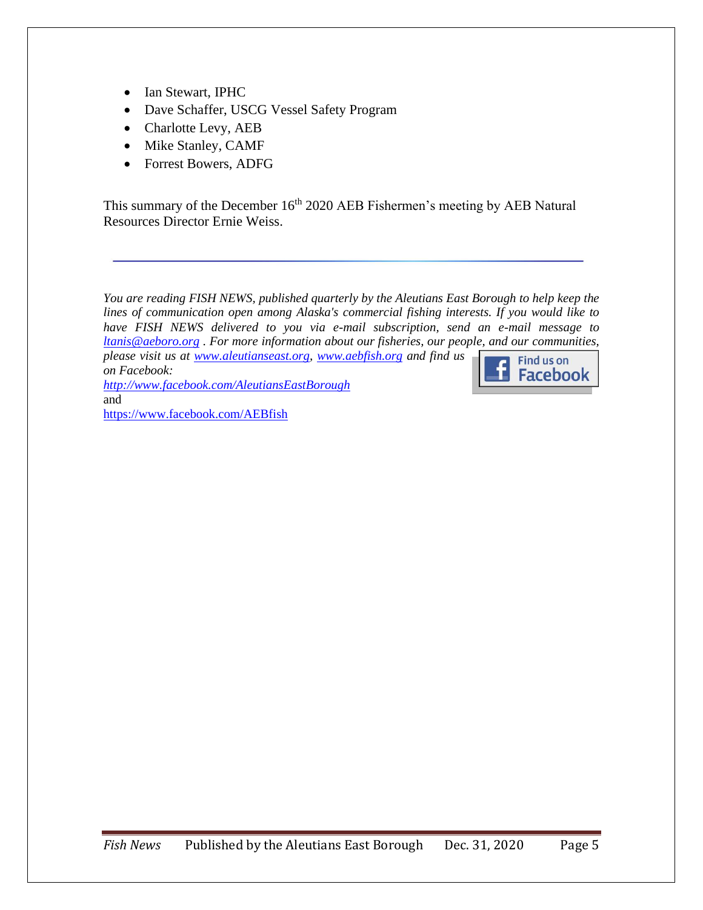- Ian Stewart, IPHC
- Dave Schaffer, USCG Vessel Safety Program
- Charlotte Levy, AEB
- Mike Stanley, CAMF
- Forrest Bowers, ADFG

This summary of the December 16th 2020 AEB Fishermen's meeting by AEB Natural Resources Director Ernie Weiss.

---

*You are reading FISH NEWS, published quarterly by the Aleutians East Borough to help keep the lines of communication open among Alaska's commercial fishing interests. If you would like to have FISH NEWS delivered to you via e-mail subscription, send an e-mail message to [ltanis@aeboro.org](mailto:ltanis@aeboro.org) . For more information about our fisheries, our people, and our communities, please visit us at [www.aleutianseast.org](http://www.aleutianseast.org), [www.aebfish.org](http://www.aebfish.org) and find us on Facebook:*
*[http://www.facebook.com/AleutiansEastBorough](http://www.facebook.com/AleutiansEastBorough)*
and
[https://www.facebook.com/AEBfish](https://www.facebook.com/AEBfish)

Find us on Facebook